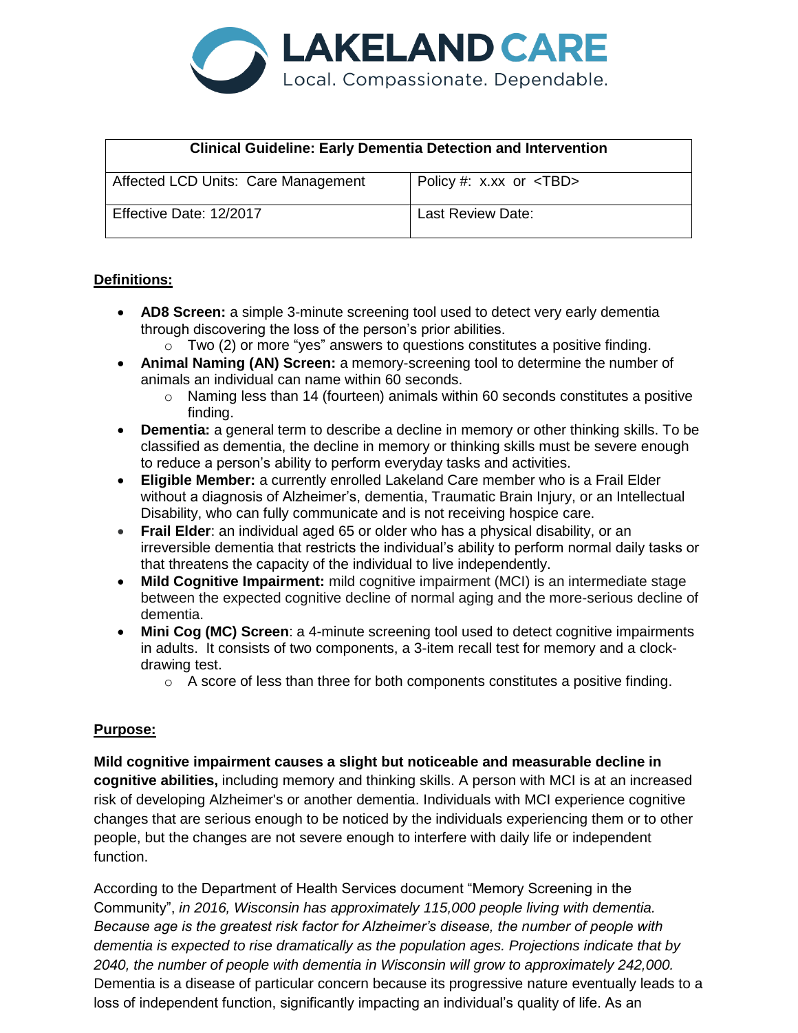LAKELAND CARE
Local. Compassionate. Dependable.

| Clinical Guideline: Early Dementia Detection and Intervention | |
|---|---|
| Affected LCD Units: Care Management | Policy #: x.xx or <TBD> |
| Effective Date: 12/2017 | Last Review Date: |

**Definitions:**

- **AD8 Screen:** a simple 3-minute screening tool used to detect very early dementia through discovering the loss of the person's prior abilities.
  - Two (2) or more "yes" answers to questions constitutes a positive finding.
- **Animal Naming (AN) Screen:** a memory-screening tool to determine the number of animals an individual can name within 60 seconds.
  - Naming less than 14 (fourteen) animals within 60 seconds constitutes a positive finding.
- **Dementia:** a general term to describe a decline in memory or other thinking skills. To be classified as dementia, the decline in memory or thinking skills must be severe enough to reduce a person's ability to perform everyday tasks and activities.
- **Eligible Member:** a currently enrolled Lakeland Care member who is a Frail Elder without a diagnosis of Alzheimer's, dementia, Traumatic Brain Injury, or an Intellectual Disability, who can fully communicate and is not receiving hospice care.
- **Frail Elder**: an individual aged 65 or older who has a physical disability, or an irreversible dementia that restricts the individual's ability to perform normal daily tasks or that threatens the capacity of the individual to live independently.
- **Mild Cognitive Impairment:** mild cognitive impairment (MCI) is an intermediate stage between the expected cognitive decline of normal aging and the more-serious decline of dementia.
- **Mini Cog (MC) Screen**: a 4-minute screening tool used to detect cognitive impairments in adults. It consists of two components, a 3-item recall test for memory and a clock-drawing test.
  - A score of less than three for both components constitutes a positive finding.

**Purpose:**

**Mild cognitive impairment causes a slight but noticeable and measurable decline in cognitive abilities,** including memory and thinking skills. A person with MCI is at an increased risk of developing Alzheimer's or another dementia. Individuals with MCI experience cognitive changes that are serious enough to be noticed by the individuals experiencing them or to other people, but the changes are not severe enough to interfere with daily life or independent function.

According to the Department of Health Services document "Memory Screening in the Community", *in 2016, Wisconsin has approximately 115,000 people living with dementia. Because age is the greatest risk factor for Alzheimer's disease, the number of people with dementia is expected to rise dramatically as the population ages. Projections indicate that by 2040, the number of people with dementia in Wisconsin will grow to approximately 242,000.* Dementia is a disease of particular concern because its progressive nature eventually leads to a loss of independent function, significantly impacting an individual's quality of life. As an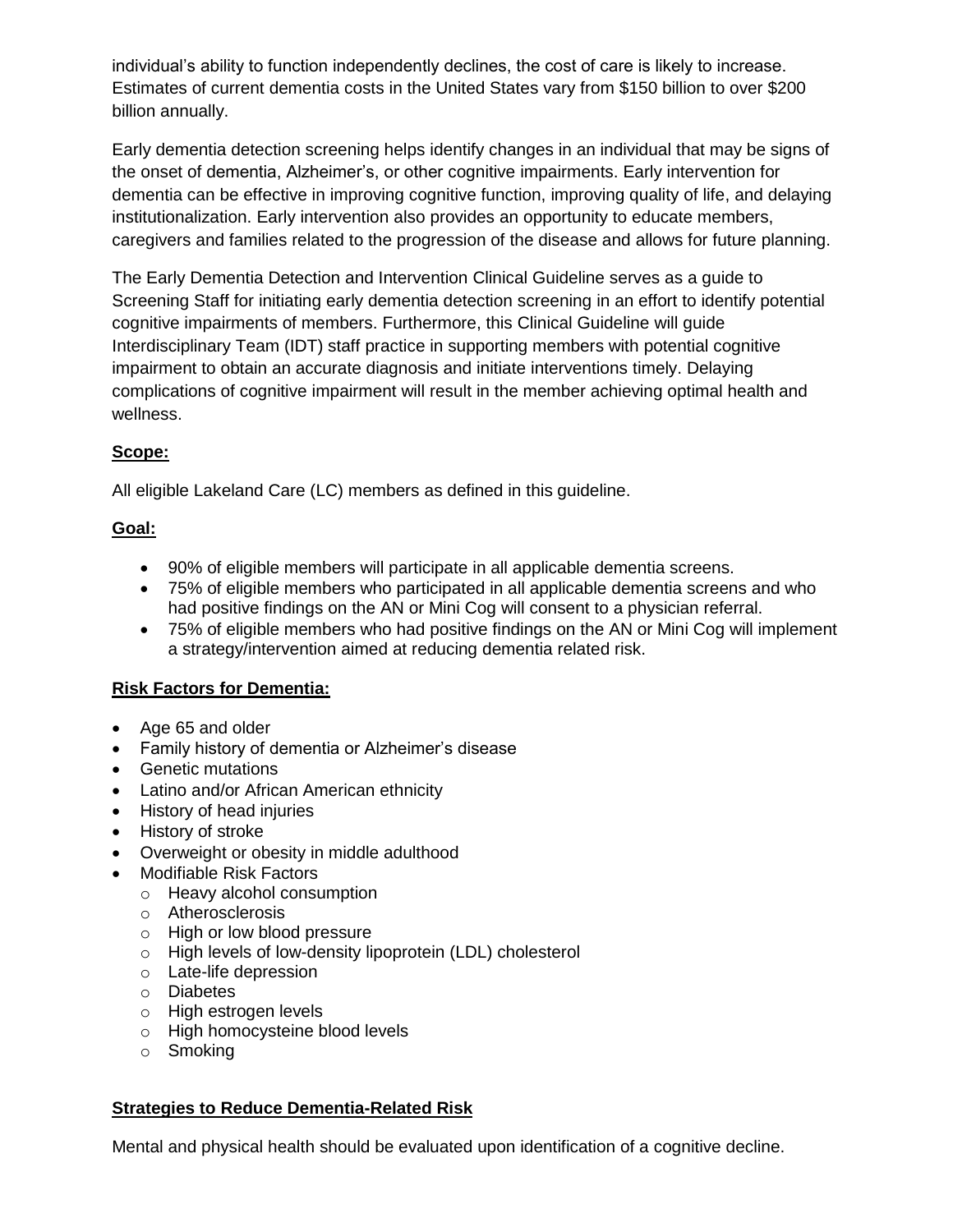individual's ability to function independently declines, the cost of care is likely to increase. Estimates of current dementia costs in the United States vary from $150 billion to over $200 billion annually.

Early dementia detection screening helps identify changes in an individual that may be signs of the onset of dementia, Alzheimer's, or other cognitive impairments. Early intervention for dementia can be effective in improving cognitive function, improving quality of life, and delaying institutionalization. Early intervention also provides an opportunity to educate members, caregivers and families related to the progression of the disease and allows for future planning.

The Early Dementia Detection and Intervention Clinical Guideline serves as a guide to Screening Staff for initiating early dementia detection screening in an effort to identify potential cognitive impairments of members. Furthermore, this Clinical Guideline will guide Interdisciplinary Team (IDT) staff practice in supporting members with potential cognitive impairment to obtain an accurate diagnosis and initiate interventions timely. Delaying complications of cognitive impairment will result in the member achieving optimal health and wellness.

**Scope:**

All eligible Lakeland Care (LC) members as defined in this guideline.

**Goal:**

- 90% of eligible members will participate in all applicable dementia screens.
- 75% of eligible members who participated in all applicable dementia screens and who had positive findings on the AN or Mini Cog will consent to a physician referral.
- 75% of eligible members who had positive findings on the AN or Mini Cog will implement a strategy/intervention aimed at reducing dementia related risk.

**Risk Factors for Dementia:**

- Age 65 and older
- Family history of dementia or Alzheimer's disease
- Genetic mutations
- Latino and/or African American ethnicity
- History of head injuries
- History of stroke
- Overweight or obesity in middle adulthood
- Modifiable Risk Factors
  - Heavy alcohol consumption
  - Atherosclerosis
  - High or low blood pressure
  - High levels of low-density lipoprotein (LDL) cholesterol
  - Late-life depression
  - Diabetes
  - High estrogen levels
  - High homocysteine blood levels
  - Smoking

**Strategies to Reduce Dementia-Related Risk**

Mental and physical health should be evaluated upon identification of a cognitive decline.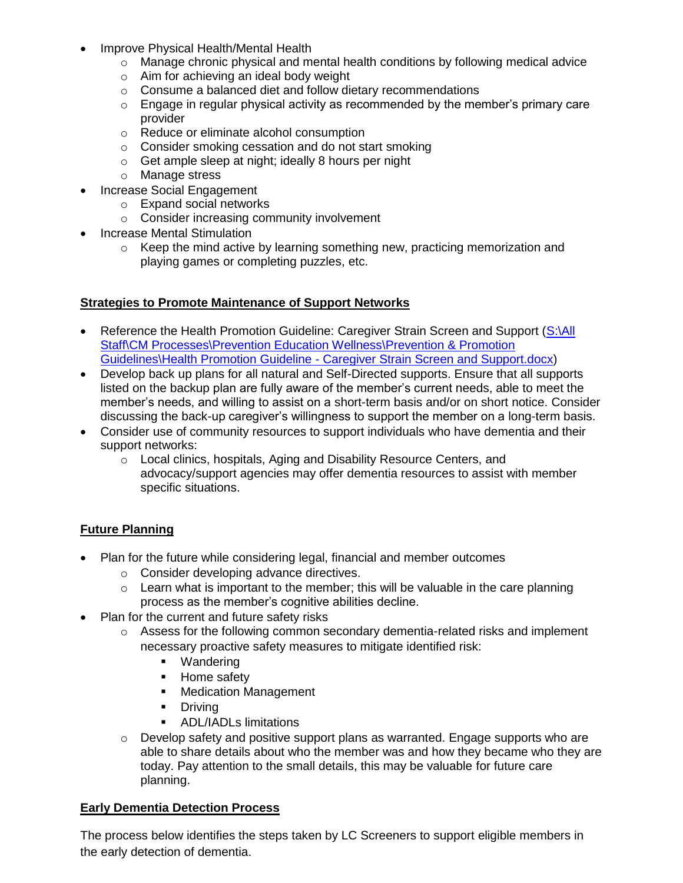- Improve Physical Health/Mental Health
  - Manage chronic physical and mental health conditions by following medical advice
  - Aim for achieving an ideal body weight
  - Consume a balanced diet and follow dietary recommendations
  - Engage in regular physical activity as recommended by the member's primary care provider
  - Reduce or eliminate alcohol consumption
  - Consider smoking cessation and do not start smoking
  - Get ample sleep at night; ideally 8 hours per night
  - Manage stress
- Increase Social Engagement
  - Expand social networks
  - Consider increasing community involvement
- Increase Mental Stimulation
  - Keep the mind active by learning something new, practicing memorization and playing games or completing puzzles, etc.

## Strategies to Promote Maintenance of Support Networks

- Reference the Health Promotion Guideline: Caregiver Strain Screen and Support (S:\All Staff\CM Processes\Prevention Education Wellness\Prevention & Promotion Guidelines\Health Promotion Guideline - Caregiver Strain Screen and Support.docx)
- Develop back up plans for all natural and Self-Directed supports. Ensure that all supports listed on the backup plan are fully aware of the member's current needs, able to meet the member's needs, and willing to assist on a short-term basis and/or on short notice. Consider discussing the back-up caregiver's willingness to support the member on a long-term basis.
- Consider use of community resources to support individuals who have dementia and their support networks:
  - Local clinics, hospitals, Aging and Disability Resource Centers, and advocacy/support agencies may offer dementia resources to assist with member specific situations.

## Future Planning

- Plan for the future while considering legal, financial and member outcomes
  - Consider developing advance directives.
  - Learn what is important to the member; this will be valuable in the care planning process as the member's cognitive abilities decline.
- Plan for the current and future safety risks
  - Assess for the following common secondary dementia-related risks and implement necessary proactive safety measures to mitigate identified risk:
    - Wandering
    - Home safety
    - Medication Management
    - Driving
    - ADL/IADLs limitations
  - Develop safety and positive support plans as warranted. Engage supports who are able to share details about who the member was and how they became who they are today. Pay attention to the small details, this may be valuable for future care planning.

## Early Dementia Detection Process

The process below identifies the steps taken by LC Screeners to support eligible members in the early detection of dementia.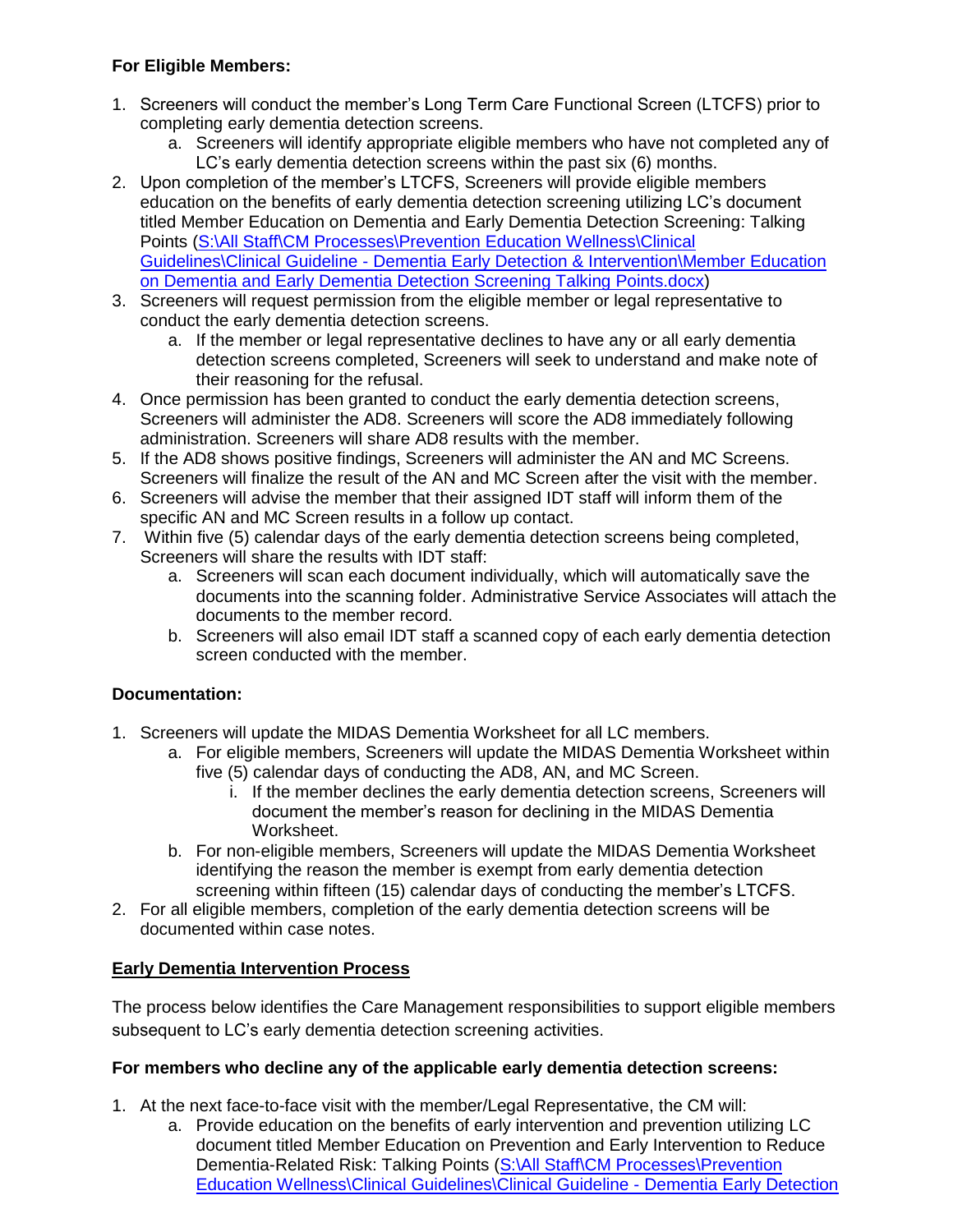**For Eligible Members:**

1. Screeners will conduct the member's Long Term Care Functional Screen (LTCFS) prior to completing early dementia detection screens.
   a. Screeners will identify appropriate eligible members who have not completed any of LC's early dementia detection screens within the past six (6) months.
2. Upon completion of the member's LTCFS, Screeners will provide eligible members education on the benefits of early dementia detection screening utilizing LC's document titled Member Education on Dementia and Early Dementia Detection Screening: Talking Points (S:\All Staff\CM Processes\Prevention Education Wellness\Clinical Guidelines\Clinical Guideline - Dementia Early Detection & Intervention\Member Education on Dementia and Early Dementia Detection Screening Talking Points.docx)
3. Screeners will request permission from the eligible member or legal representative to conduct the early dementia detection screens.
   a. If the member or legal representative declines to have any or all early dementia detection screens completed, Screeners will seek to understand and make note of their reasoning for the refusal.
4. Once permission has been granted to conduct the early dementia detection screens, Screeners will administer the AD8. Screeners will score the AD8 immediately following administration. Screeners will share AD8 results with the member.
5. If the AD8 shows positive findings, Screeners will administer the AN and MC Screens. Screeners will finalize the result of the AN and MC Screen after the visit with the member.
6. Screeners will advise the member that their assigned IDT staff will inform them of the specific AN and MC Screen results in a follow up contact.
7. Within five (5) calendar days of the early dementia detection screens being completed, Screeners will share the results with IDT staff:
   a. Screeners will scan each document individually, which will automatically save the documents into the scanning folder. Administrative Service Associates will attach the documents to the member record.
   b. Screeners will also email IDT staff a scanned copy of each early dementia detection screen conducted with the member.

**Documentation:**

1. Screeners will update the MIDAS Dementia Worksheet for all LC members.
   a. For eligible members, Screeners will update the MIDAS Dementia Worksheet within five (5) calendar days of conducting the AD8, AN, and MC Screen.
      i. If the member declines the early dementia detection screens, Screeners will document the member's reason for declining in the MIDAS Dementia Worksheet.
   b. For non-eligible members, Screeners will update the MIDAS Dementia Worksheet identifying the reason the member is exempt from early dementia detection screening within fifteen (15) calendar days of conducting the member's LTCFS.
2. For all eligible members, completion of the early dementia detection screens will be documented within case notes.

**Early Dementia Intervention Process**

The process below identifies the Care Management responsibilities to support eligible members subsequent to LC's early dementia detection screening activities.

**For members who decline any of the applicable early dementia detection screens:**

1. At the next face-to-face visit with the member/Legal Representative, the CM will:
   a. Provide education on the benefits of early intervention and prevention utilizing LC document titled Member Education on Prevention and Early Intervention to Reduce Dementia-Related Risk: Talking Points (S:\All Staff\CM Processes\Prevention Education Wellness\Clinical Guidelines\Clinical Guideline - Dementia Early Detection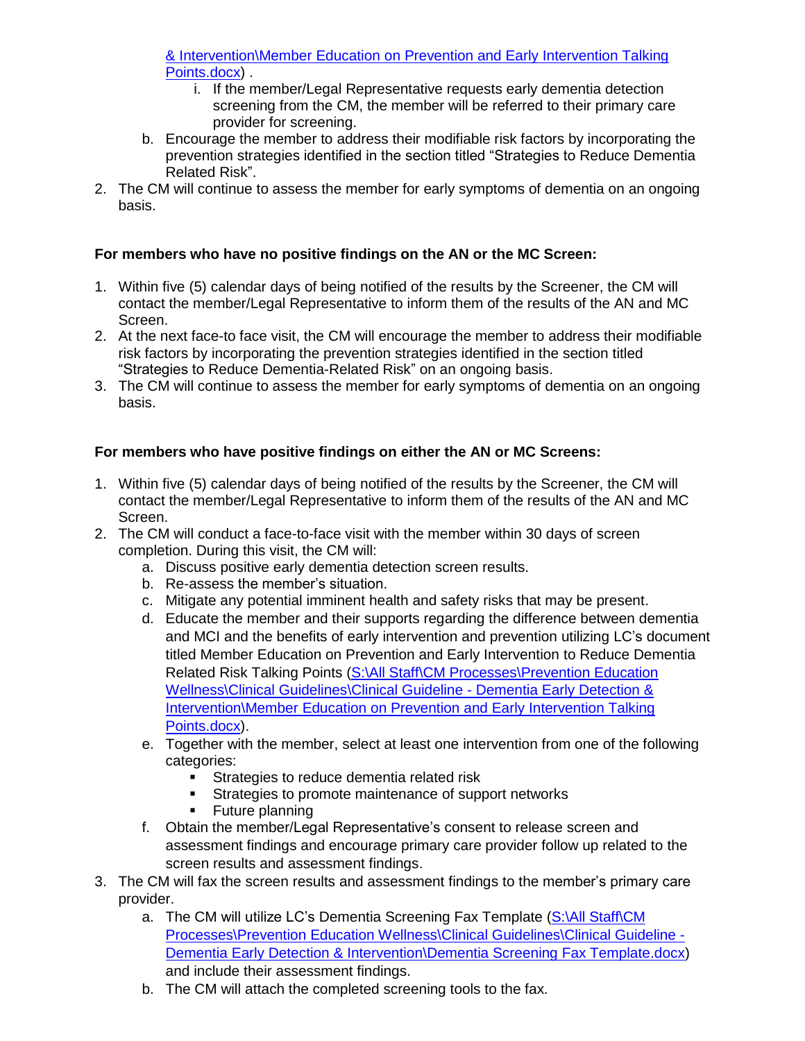[& Intervention\Member Education on Prevention and Early Intervention Talking Points.docx](S:\All Staff\CM Processes\Prevention Education Wellness\Clinical Guidelines\Clinical Guideline - Dementia Early Detection & Intervention\Member Education on Prevention and Early Intervention Talking Points.docx)) .

        i. If the member/Legal Representative requests early dementia detection screening from the CM, the member will be referred to their primary care provider for screening.

    b. Encourage the member to address their modifiable risk factors by incorporating the prevention strategies identified in the section titled "Strategies to Reduce Dementia Related Risk".

2. The CM will continue to assess the member for early symptoms of dementia on an ongoing basis.

**For members who have no positive findings on the AN or the MC Screen:**

1. Within five (5) calendar days of being notified of the results by the Screener, the CM will contact the member/Legal Representative to inform them of the results of the AN and MC Screen.
2. At the next face-to face visit, the CM will encourage the member to address their modifiable risk factors by incorporating the prevention strategies identified in the section titled "Strategies to Reduce Dementia-Related Risk" on an ongoing basis.
3. The CM will continue to assess the member for early symptoms of dementia on an ongoing basis.

**For members who have positive findings on either the AN or MC Screens:**

1. Within five (5) calendar days of being notified of the results by the Screener, the CM will contact the member/Legal Representative to inform them of the results of the AN and MC Screen.
2. The CM will conduct a face-to-face visit with the member within 30 days of screen completion. During this visit, the CM will:
    a. Discuss positive early dementia detection screen results.
    b. Re-assess the member's situation.
    c. Mitigate any potential imminent health and safety risks that may be present.
    d. Educate the member and their supports regarding the difference between dementia and MCI and the benefits of early intervention and prevention utilizing LC's document titled Member Education on Prevention and Early Intervention to Reduce Dementia Related Risk Talking Points ([S:\All Staff\CM Processes\Prevention Education Wellness\Clinical Guidelines\Clinical Guideline - Dementia Early Detection & Intervention\Member Education on Prevention and Early Intervention Talking Points.docx](S:\All Staff\CM Processes\Prevention Education Wellness\Clinical Guidelines\Clinical Guideline - Dementia Early Detection & Intervention\Member Education on Prevention and Early Intervention Talking Points.docx)).
    e. Together with the member, select at least one intervention from one of the following categories:
        - Strategies to reduce dementia related risk
        - Strategies to promote maintenance of support networks
        - Future planning
    f. Obtain the member/Legal Representative's consent to release screen and assessment findings and encourage primary care provider follow up related to the screen results and assessment findings.
3. The CM will fax the screen results and assessment findings to the member's primary care provider.
    a. The CM will utilize LC's Dementia Screening Fax Template ([S:\All Staff\CM Processes\Prevention Education Wellness\Clinical Guidelines\Clinical Guideline - Dementia Early Detection & Intervention\Dementia Screening Fax Template.docx](S:\All Staff\CM Processes\Prevention Education Wellness\Clinical Guidelines\Clinical Guideline - Dementia Early Detection & Intervention\Dementia Screening Fax Template.docx)) and include their assessment findings.
    b. The CM will attach the completed screening tools to the fax.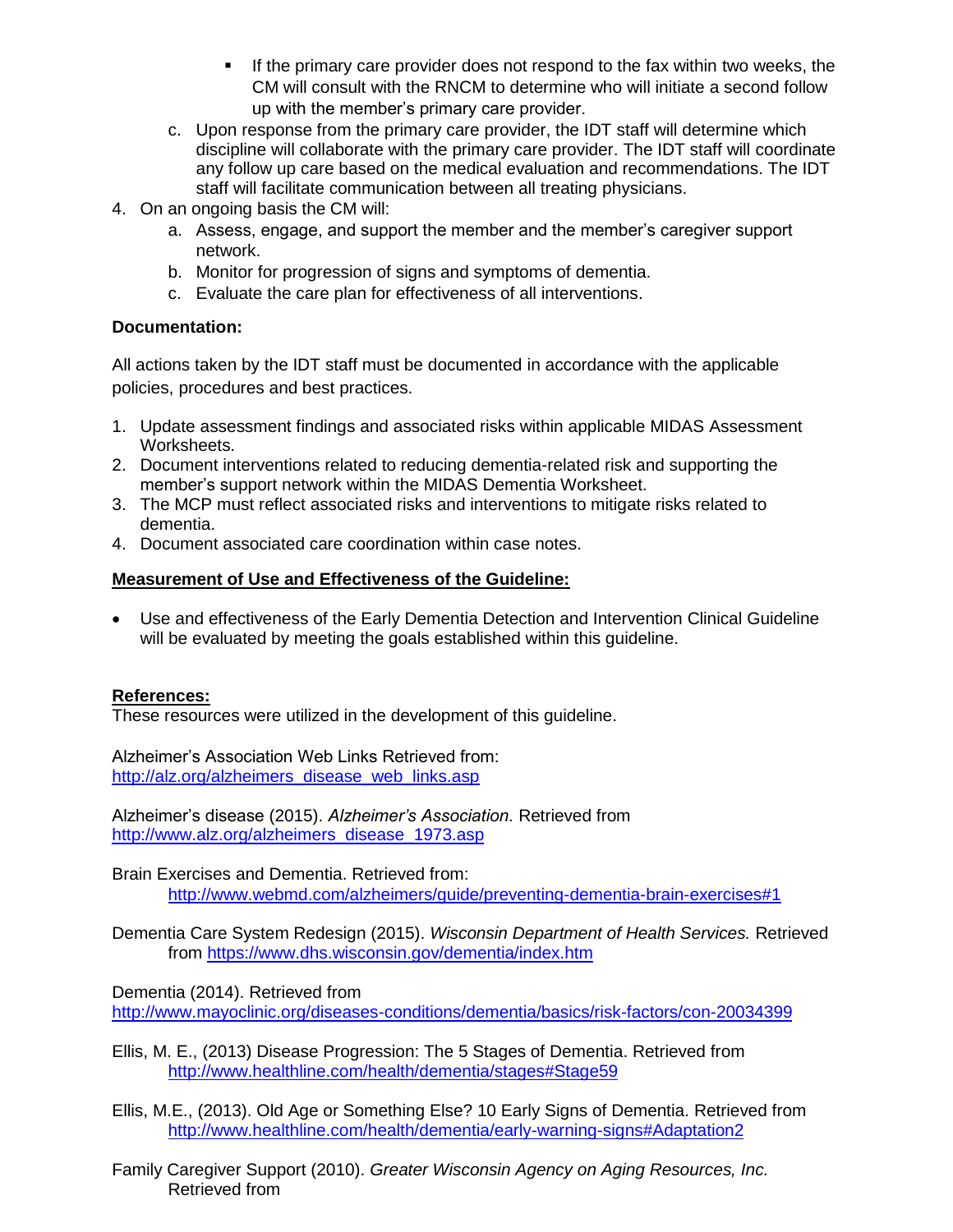- If the primary care provider does not respond to the fax within two weeks, the CM will consult with the RNCM to determine who will initiate a second follow up with the member's primary care provider.

   c. Upon response from the primary care provider, the IDT staff will determine which discipline will collaborate with the primary care provider. The IDT staff will coordinate any follow up care based on the medical evaluation and recommendations. The IDT staff will facilitate communication between all treating physicians.

4. On an ongoing basis the CM will:
   a. Assess, engage, and support the member and the member's caregiver support network.
   b. Monitor for progression of signs and symptoms of dementia.
   c. Evaluate the care plan for effectiveness of all interventions.

**Documentation:**

All actions taken by the IDT staff must be documented in accordance with the applicable policies, procedures and best practices.

1. Update assessment findings and associated risks within applicable MIDAS Assessment Worksheets.
2. Document interventions related to reducing dementia-related risk and supporting the member's support network within the MIDAS Dementia Worksheet.
3. The MCP must reflect associated risks and interventions to mitigate risks related to dementia.
4. Document associated care coordination within case notes.

**Measurement of Use and Effectiveness of the Guideline:**

- Use and effectiveness of the Early Dementia Detection and Intervention Clinical Guideline will be evaluated by meeting the goals established within this guideline.

**References:**

These resources were utilized in the development of this guideline.

Alzheimer's Association Web Links Retrieved from: http://alz.org/alzheimers_disease_web_links.asp

Alzheimer's disease (2015). *Alzheimer's Association.* Retrieved from http://www.alz.org/alzheimers_disease_1973.asp

Brain Exercises and Dementia. Retrieved from: http://www.webmd.com/alzheimers/guide/preventing-dementia-brain-exercises#1

Dementia Care System Redesign (2015). *Wisconsin Department of Health Services.* Retrieved from https://www.dhs.wisconsin.gov/dementia/index.htm

Dementia (2014). Retrieved from http://www.mayoclinic.org/diseases-conditions/dementia/basics/risk-factors/con-20034399

Ellis, M. E., (2013) Disease Progression: The 5 Stages of Dementia. Retrieved from http://www.healthline.com/health/dementia/stages#Stage59

Ellis, M.E., (2013). Old Age or Something Else? 10 Early Signs of Dementia. Retrieved from http://www.healthline.com/health/dementia/early-warning-signs#Adaptation2

Family Caregiver Support (2010). *Greater Wisconsin Agency on Aging Resources, Inc.* Retrieved from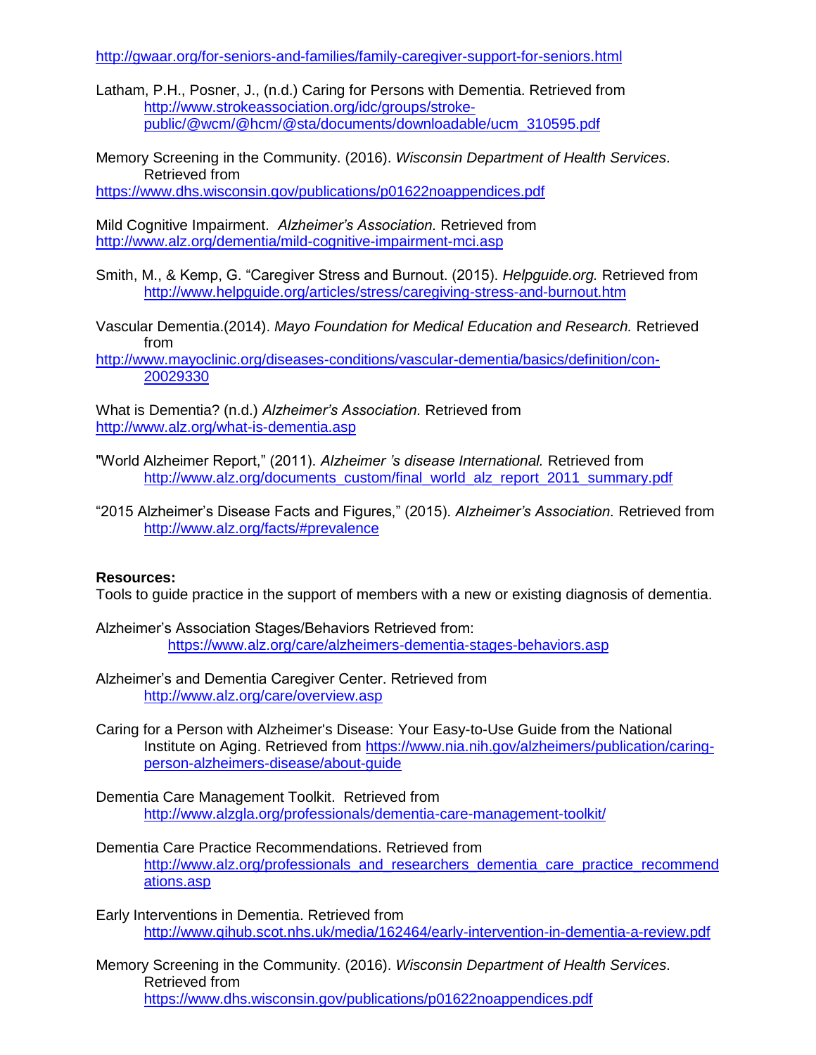http://gwaar.org/for-seniors-and-families/family-caregiver-support-for-seniors.html

Latham, P.H., Posner, J., (n.d.) Caring for Persons with Dementia. Retrieved from http://www.strokeassociation.org/idc/groups/stroke-public/@wcm/@hcm/@sta/documents/downloadable/ucm_310595.pdf

Memory Screening in the Community. (2016). *Wisconsin Department of Health Services*. Retrieved from https://www.dhs.wisconsin.gov/publications/p01622noappendices.pdf

Mild Cognitive Impairment. *Alzheimer's Association.* Retrieved from http://www.alz.org/dementia/mild-cognitive-impairment-mci.asp

Smith, M., & Kemp, G. "Caregiver Stress and Burnout. (2015). *Helpguide.org.* Retrieved from http://www.helpguide.org/articles/stress/caregiving-stress-and-burnout.htm

Vascular Dementia.(2014). *Mayo Foundation for Medical Education and Research.* Retrieved from http://www.mayoclinic.org/diseases-conditions/vascular-dementia/basics/definition/con-20029330

What is Dementia? (n.d.) *Alzheimer's Association*. Retrieved from http://www.alz.org/what-is-dementia.asp

"World Alzheimer Report," (2011). *Alzheimer 's disease International.* Retrieved from http://www.alz.org/documents_custom/final_world_alz_report_2011_summary.pdf

"2015 Alzheimer's Disease Facts and Figures," (2015). *Alzheimer's Association.* Retrieved from http://www.alz.org/facts/#prevalence

**Resources:**

Tools to guide practice in the support of members with a new or existing diagnosis of dementia.

Alzheimer's Association Stages/Behaviors Retrieved from: https://www.alz.org/care/alzheimers-dementia-stages-behaviors.asp

Alzheimer's and Dementia Caregiver Center. Retrieved from http://www.alz.org/care/overview.asp

Caring for a Person with Alzheimer's Disease: Your Easy-to-Use Guide from the National Institute on Aging. Retrieved from https://www.nia.nih.gov/alzheimers/publication/caring-person-alzheimers-disease/about-guide

Dementia Care Management Toolkit. Retrieved from http://www.alzgla.org/professionals/dementia-care-management-toolkit/

Dementia Care Practice Recommendations. Retrieved from http://www.alz.org/professionals_and_researchers_dementia_care_practice_recommendations.asp

Early Interventions in Dementia. Retrieved from http://www.qihub.scot.nhs.uk/media/162464/early-intervention-in-dementia-a-review.pdf

Memory Screening in the Community. (2016). *Wisconsin Department of Health Services*. Retrieved from https://www.dhs.wisconsin.gov/publications/p01622noappendices.pdf